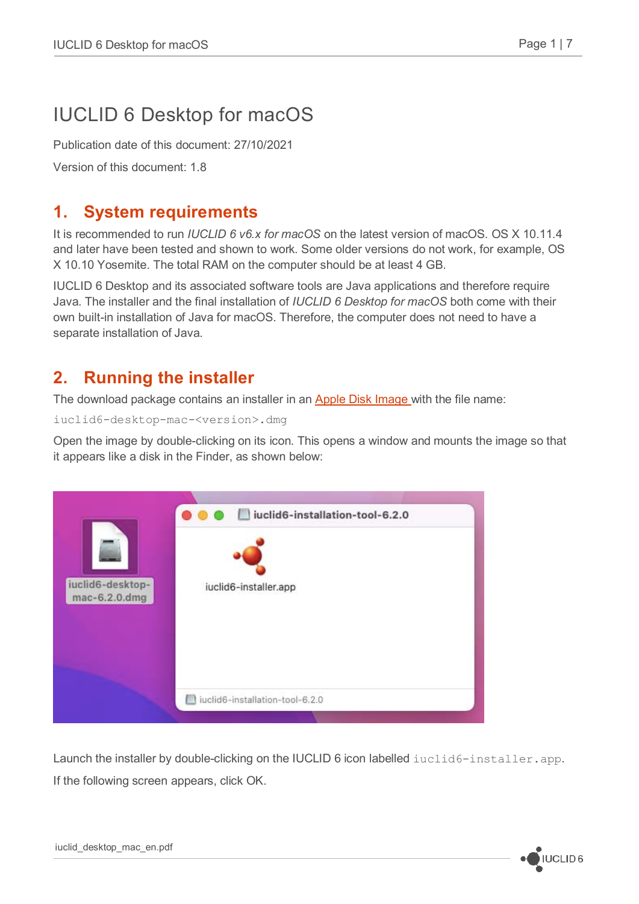# IUCLID 6 Desktop for macOS

Publication date of this document: 27/10/2021

Version of this document: 1.8

## 1. System requirements

It is recommended to run *IUCLID 6 v6.x for macOS* on the latest version of macOS. OS X 10.11.4 and later have been tested and shown to work. Some older versions do not work, for example, OS X 10.10 Yosemite. The total RAM on the computer should be at least 4 GB.

IUCLID 6 Desktop and its associated software tools are Java applications and therefore require Java. The installer and the final installation of *IUCLID 6 Desktop for macOS* both come with their own built-in installation of Java for macOS. Therefore, the computer does not need to have a separate installation of Java.

## 2. Running the installer

The download package contains an installer in an Apple Disk Image with the file name:

`iuclid6-desktop-mac-<version>.dmg`

Open the image by double-clicking on its icon. This opens a window and mounts the image so that it appears like a disk in the Finder, as shown below:

Launch the installer by double-clicking on the IUCLID 6 icon labelled `iuclid6-installer.app`.

If the following screen appears, click OK.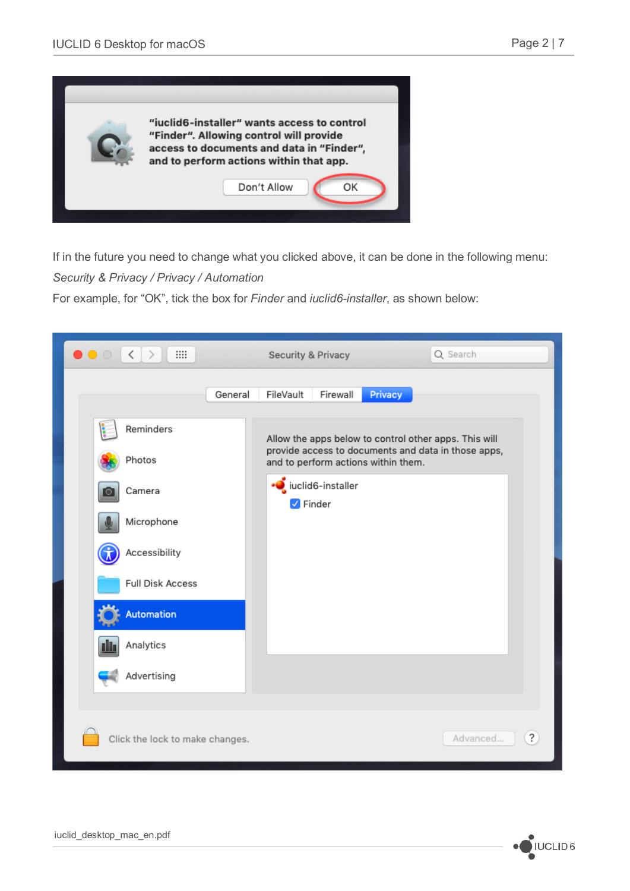If in the future you need to change what you clicked above, it can be done in the following menu: *Security & Privacy / Privacy / Automation*

For example, for “OK”, tick the box for *Finder* and *iuclid6-installer*, as shown below: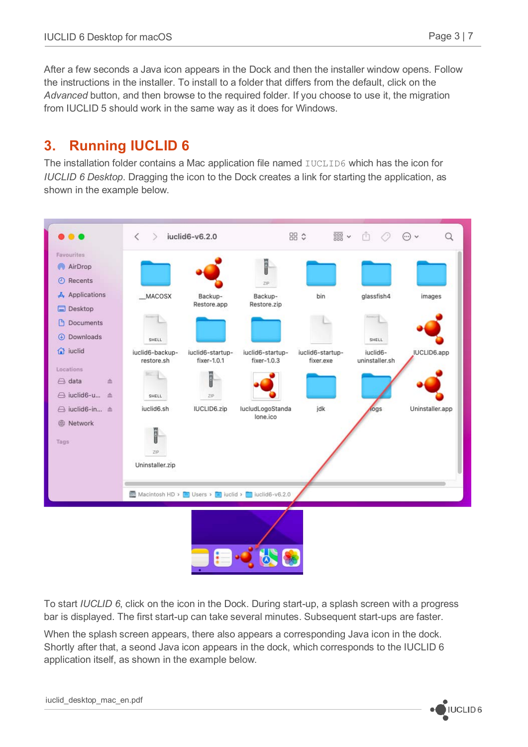After a few seconds a Java icon appears in the Dock and then the installer window opens. Follow the instructions in the installer. To install to a folder that differs from the default, click on the *Advanced* button, and then browse to the required folder. If you choose to use it, the migration from IUCLID 5 should work in the same way as it does for Windows.

## 3. Running IUCLID 6

The installation folder contains a Mac application file named `IUCLID6` which has the icon for *IUCLID 6 Desktop*. Dragging the icon to the Dock creates a link for starting the application, as shown in the example below.

To start *IUCLID 6*, click on the icon in the Dock. During start-up, a splash screen with a progress bar is displayed. The first start-up can take several minutes. Subsequent start-ups are faster.

When the splash screen appears, there also appears a corresponding Java icon in the dock. Shortly after that, a seond Java icon appears in the dock, which corresponds to the IUCLID 6 application itself, as shown in the example below.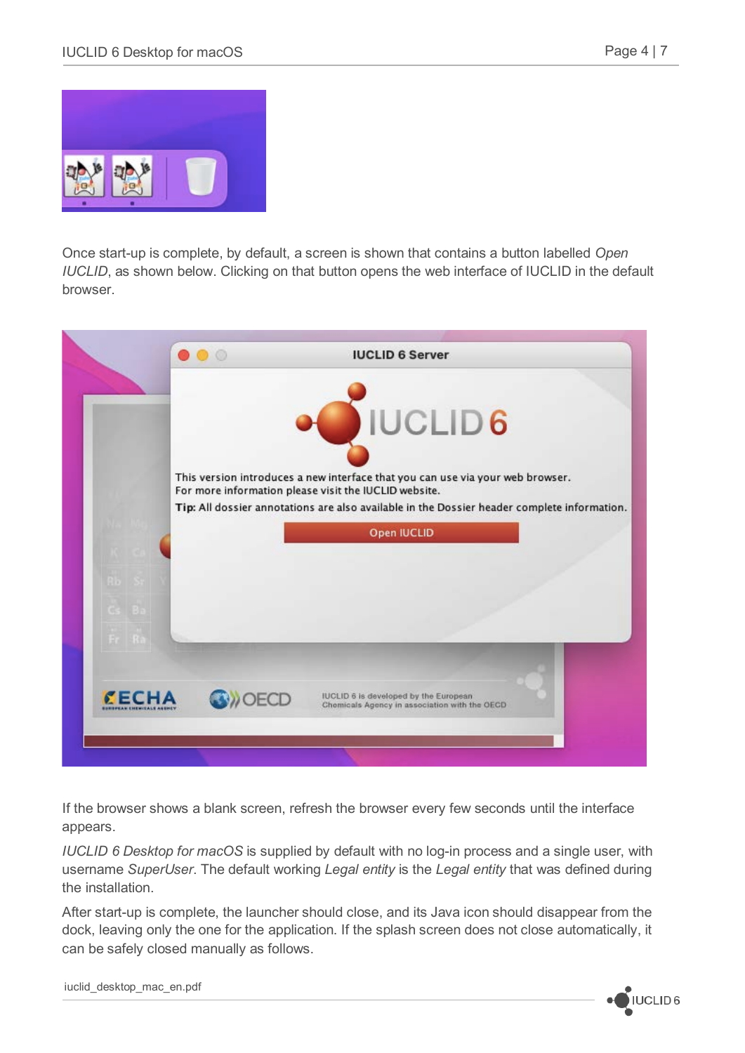Once start-up is complete, by default, a screen is shown that contains a button labelled *Open IUCLID*, as shown below. Clicking on that button opens the web interface of IUCLID in the default browser.

If the browser shows a blank screen, refresh the browser every few seconds until the interface appears.

*IUCLID 6 Desktop for macOS* is supplied by default with no log-in process and a single user, with username *SuperUser*. The default working *Legal entity* is the *Legal entity* that was defined during the installation.

After start-up is complete, the launcher should close, and its Java icon should disappear from the dock, leaving only the one for the application. If the splash screen does not close automatically, it can be safely closed manually as follows.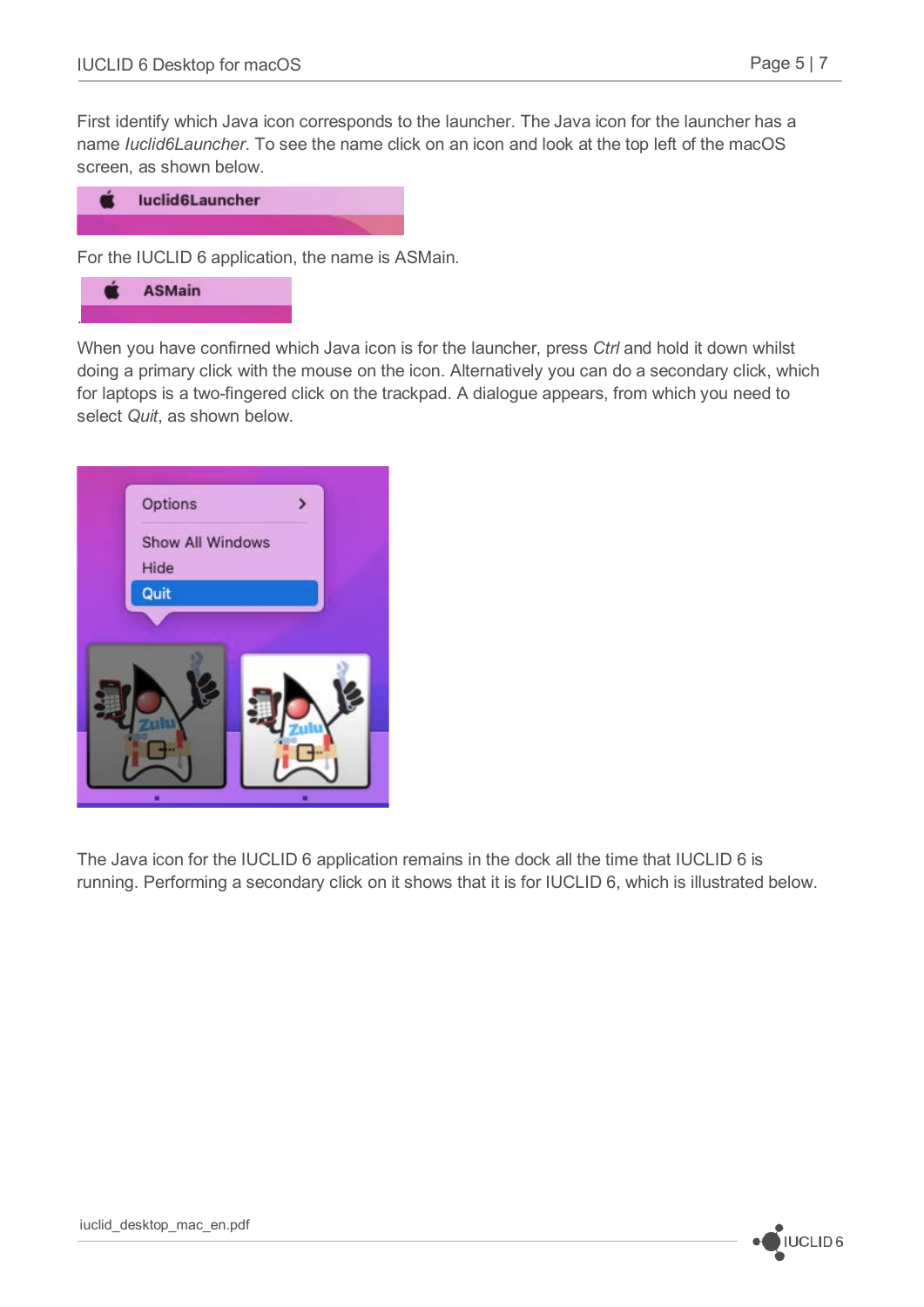First identify which Java icon corresponds to the launcher. The Java icon for the launcher has a name *Iuclid6Launcher*. To see the name click on an icon and look at the top left of the macOS screen, as shown below.

For the IUCLID 6 application, the name is ASMain.

When you have confirned which Java icon is for the launcher, press *Ctrl* and hold it down whilst doing a primary click with the mouse on the icon. Alternatively you can do a secondary click, which for laptops is a two-fingered click on the trackpad. A dialogue appears, from which you need to select *Quit*, as shown below.

The Java icon for the IUCLID 6 application remains in the dock all the time that IUCLID 6 is running. Performing a secondary click on it shows that it is for IUCLID 6, which is illustrated below.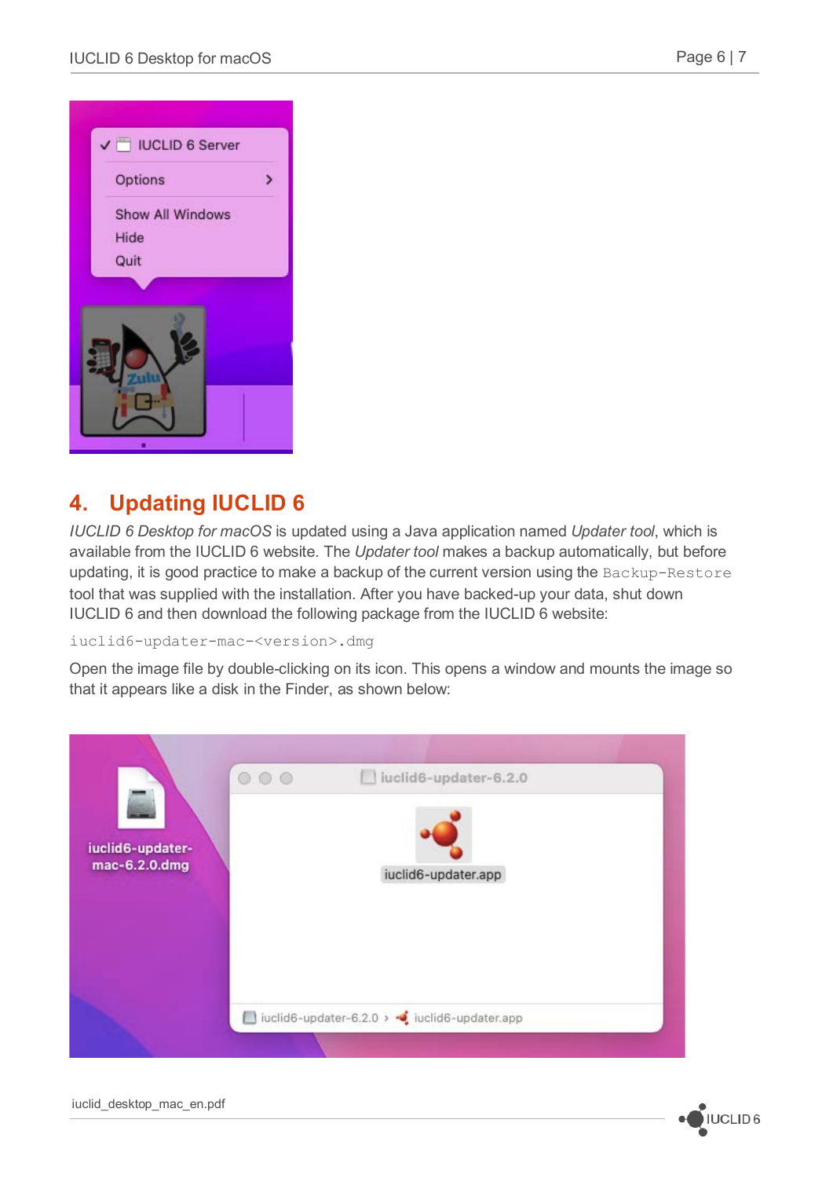## 4. Updating IUCLID 6

*IUCLID 6 Desktop for macOS* is updated using a Java application named *Updater tool*, which is available from the IUCLID 6 website. The *Updater tool* makes a backup automatically, but before updating, it is good practice to make a backup of the current version using the `Backup-Restore` tool that was supplied with the installation. After you have backed-up your data, shut down IUCLID 6 and then download the following package from the IUCLID 6 website:

```
iuclid6-updater-mac-<version>.dmg
```

Open the image file by double-clicking on its icon. This opens a window and mounts the image so that it appears like a disk in the Finder, as shown below: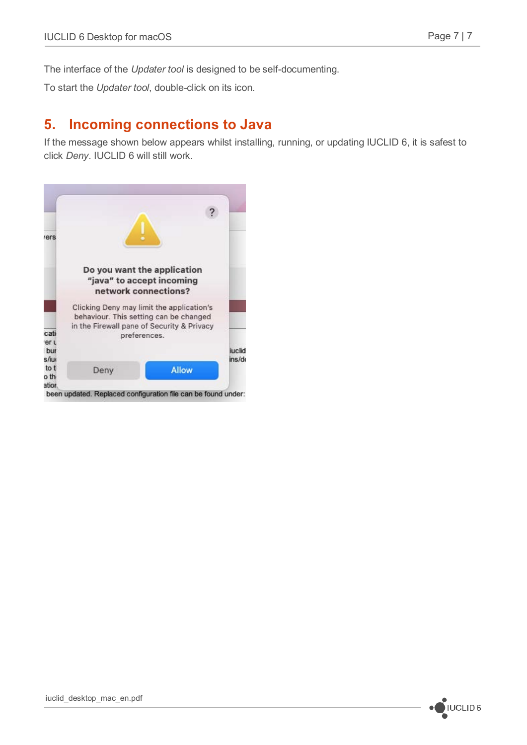The interface of the *Updater tool* is designed to be self-documenting.

To start the *Updater tool*, double-click on its icon.

## 5. Incoming connections to Java

If the message shown below appears whilst installing, running, or updating IUCLID 6, it is safest to click *Deny*. IUCLID 6 will still work.